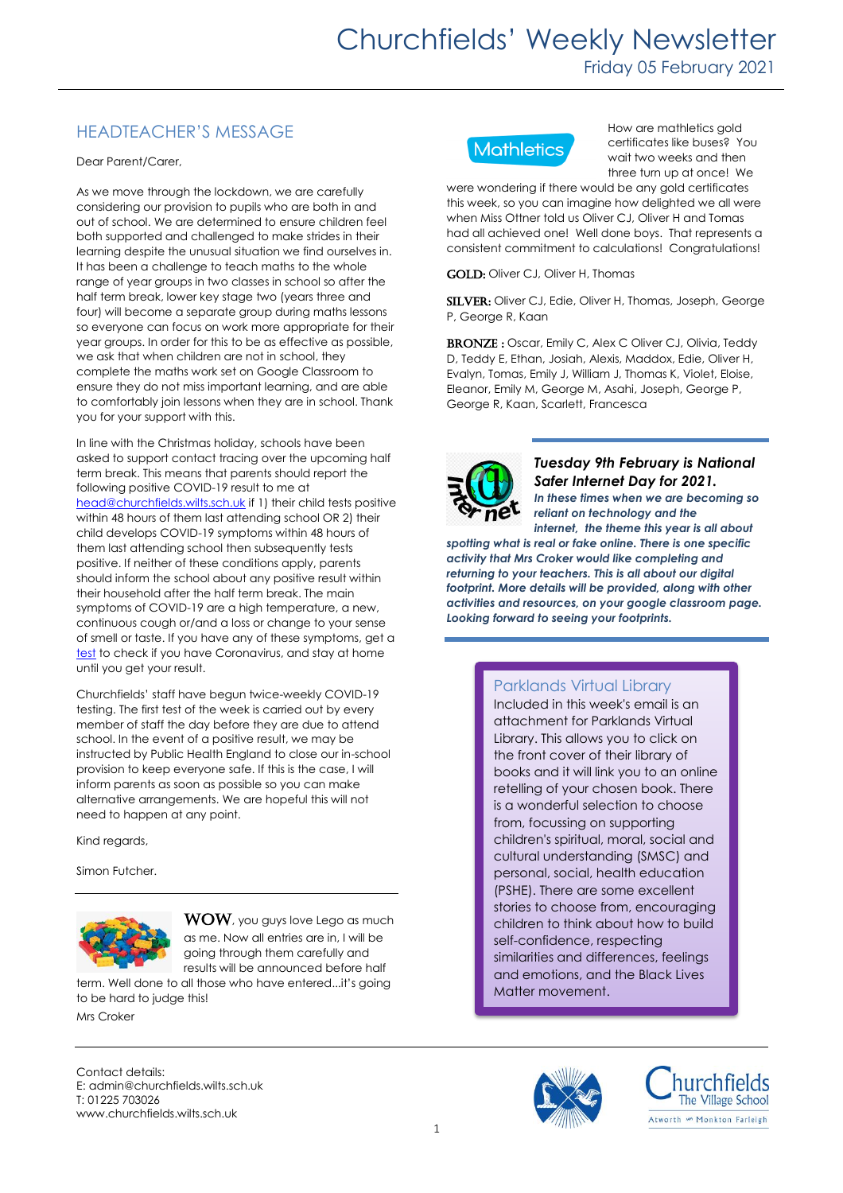# Churchfields' Weekly Newsletter

Friday 05 February 2021

## HEADTEACHER'S MESSAGE

Dear Parent/Carer,

As we move through the lockdown, we are carefully considering our provision to pupils who are both in and out of school. We are determined to ensure children feel both supported and challenged to make strides in their learning despite the unusual situation we find ourselves in. It has been a challenge to teach maths to the whole range of year groups in two classes in school so after the half term break, lower key stage two (years three and four) will become a separate group during maths lessons so everyone can focus on work more appropriate for their year groups. In order for this to be as effective as possible, we ask that when children are not in school, they complete the maths work set on Google Classroom to ensure they do not miss important learning, and are able to comfortably join lessons when they are in school. Thank you for your support with this.

In line with the Christmas holiday, schools have been asked to support contact tracing over the upcoming half term break. This means that parents should report the following positive COVID-19 result to me at head@churchfields.wilts.sch.uk if 1) their child tests positive within 48 hours of them last attending school OR 2) their child develops COVID-19 symptoms within 48 hours of them last attending school then subsequently tests positive. If neither of these conditions apply, parents should inform the school about any positive result within their household after the half term break. The main symptoms of COVID-19 are a high temperature, a new, continuous cough or/and a loss or change to your sense of smell or taste. If you have any of these symptoms, get a test to check if you have Coronavirus, and stay at home until you get your result.

Churchfields' staff have begun twice-weekly COVID-19 testing. The first test of the week is carried out by every member of staff the day before they are due to attend school. In the event of a positive result, we may be instructed by Public Health England to close our in-school provision to keep everyone safe. If this is the case, I will inform parents as soon as possible so you can make alternative arrangements. We are hopeful this will not need to happen at any point.

Kind regards,

Simon Futcher.

---

**WOW**, you guys love Lego as much as me. Now all entries are in, I will be going through them carefully and results will be announced before half term. Well done to all those who have entered...it's going to be hard to judge this!

Mrs Croker

---

## Mathletics

How are mathletics gold certificates like buses? You wait two weeks and then three turn up at once! We were wondering if there would be any gold certificates this week, so you can imagine how delighted we all were when Miss Ottner told us Oliver CJ, Oliver H and Tomas had all achieved one! Well done boys. That represents a consistent commitment to calculations! Congratulations!

**GOLD:** Oliver CJ, Oliver H, Thomas

**SILVER:** Oliver CJ, Edie, Oliver H, Thomas, Joseph, George P, George R, Kaan

**BRONZE :** Oscar, Emily C, Alex C Oliver CJ, Olivia, Teddy D, Teddy E, Ethan, Josiah, Alexis, Maddox, Edie, Oliver H, Evalyn, Tomas, Emily J, William J, Thomas K, Violet, Eloise, Eleanor, Emily M, George M, Asahi, Joseph, George P, George R, Kaan, Scarlett, Francesca

---

***Tuesday 9th February is National Safer Internet Day for 2021.***

***In these times when we are becoming so reliant on technology and the internet, the theme this year is all about spotting what is real or fake online. There is one specific activity that Mrs Croker would like completing and returning to your teachers. This is all about our digital footprint. More details will be provided, along with other activities and resources, on your google classroom page. Looking forward to seeing your footprints.***

---

## Parklands Virtual Library

Included in this week's email is an attachment for Parklands Virtual Library. This allows you to click on the front cover of their library of books and it will link you to an online retelling of your chosen book. There is a wonderful selection to choose from, focussing on supporting children's spiritual, moral, social and cultural understanding (SMSC) and personal, social, health education (PSHE). There are some excellent stories to choose from, encouraging children to think about how to build self-confidence, respecting similarities and differences, feelings and emotions, and the Black Lives Matter movement.

---

Contact details:
E: admin@churchfields.wilts.sch.uk
T: 01225 703026
www.churchfields.wilts.sch.uk

Churchfields The Village School
Atworth & Monkton Farleigh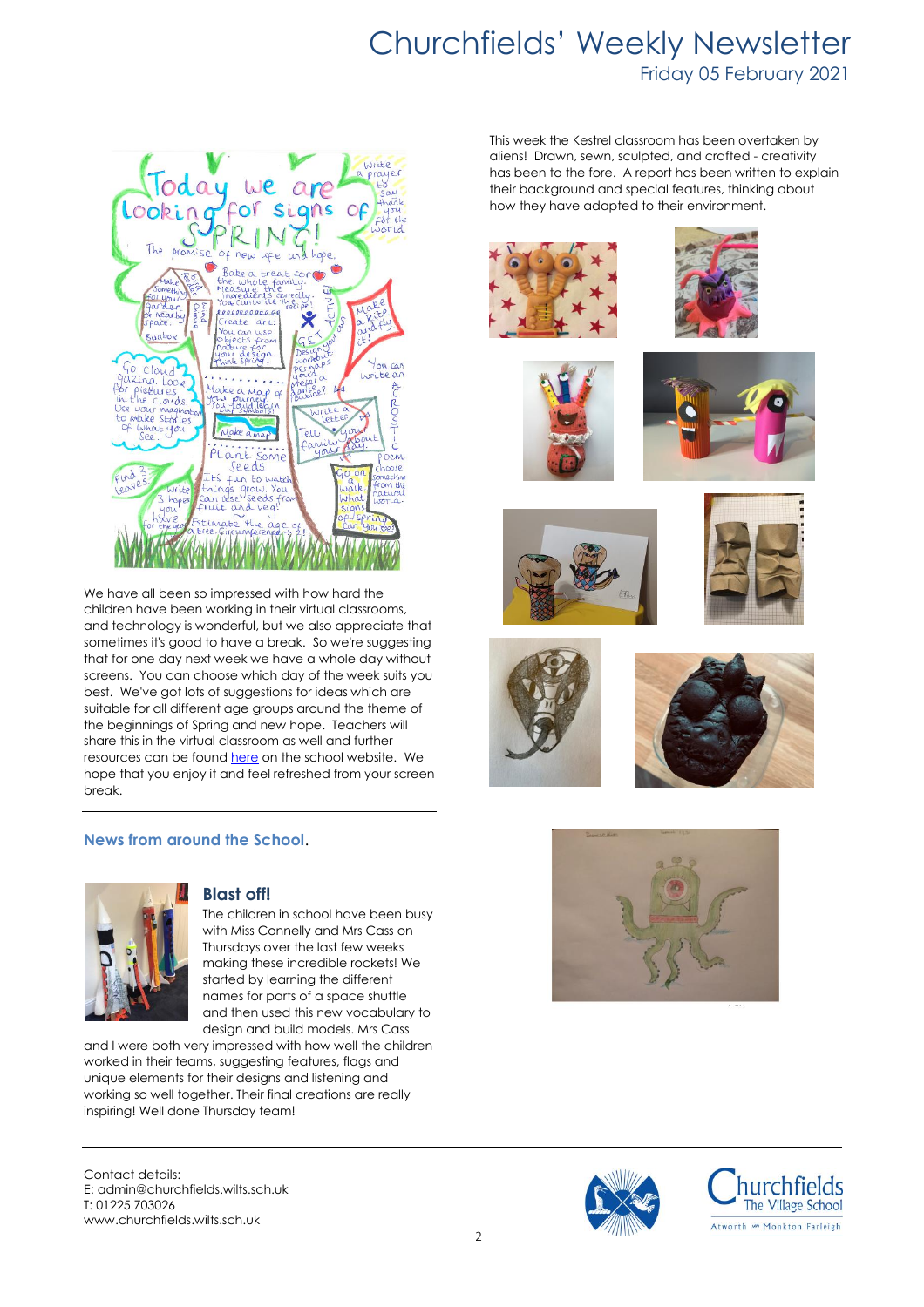This week the Kestrel classroom has been overtaken by aliens! Drawn, sewn, sculpted, and crafted - creativity has been to the fore. A report has been written to explain their background and special features, thinking about how they have adapted to their environment.

We have all been so impressed with how hard the children have been working in their virtual classrooms, and technology is wonderful, but we also appreciate that sometimes it's good to have a break. So we're suggesting that for one day next week we have a whole day without screens. You can choose which day of the week suits you best. We've got lots of suggestions for ideas which are suitable for all different age groups around the theme of the beginnings of Spring and new hope. Teachers will share this in the virtual classroom as well and further resources can be found here on the school website. We hope that you enjoy it and feel refreshed from your screen break.

## News from around the School.

### Blast off!

The children in school have been busy with Miss Connelly and Mrs Cass on Thursdays over the last few weeks making these incredible rockets! We started by learning the different names for parts of a space shuttle and then used this new vocabulary to design and build models. Mrs Cass and I were both very impressed with how well the children worked in their teams, suggesting features, flags and unique elements for their designs and listening and working so well together. Their final creations are really inspiring! Well done Thursday team!

Contact details:
E: admin@churchfields.wilts.sch.uk
T: 01225 703026
www.churchfields.wilts.sch.uk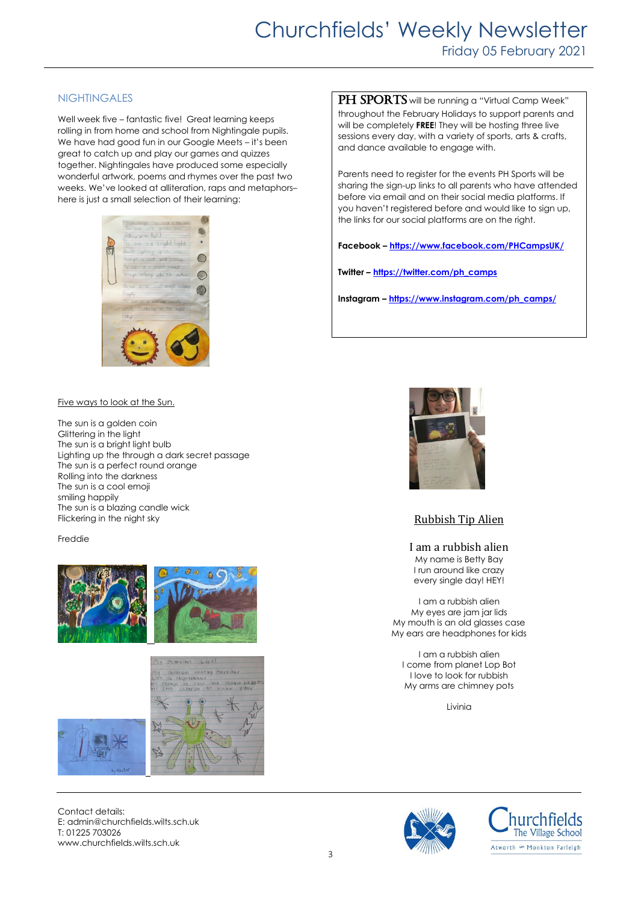## NIGHTINGALES

Well week five – fantastic five! Great learning keeps rolling in from home and school from Nightingale pupils. We have had good fun in our Google Meets – it's been great to catch up and play our games and quizzes together. Nightingales have produced some especially wonderful artwork, poems and rhymes over the past two weeks. We've looked at alliteration, raps and metaphors– here is just a small selection of their learning:

Five ways to look at the Sun.

The sun is a golden coin
Glittering in the light
The sun is a bright light bulb
Lighting up the through a dark secret passage
The sun is a perfect round orange
Rolling into the darkness
The sun is a cool emoji
smiling happily
The sun is a blazing candle wick
Flickering in the night sky

Freddie

**PH SPORTS** will be running a "Virtual Camp Week" throughout the February Holidays to support parents and will be completely **FREE**! They will be hosting three live sessions every day, with a variety of sports, arts & crafts, and dance available to engage with.

Parents need to register for the events PH Sports will be sharing the sign-up links to all parents who have attended before via email and on their social media platforms. If you haven't registered before and would like to sign up, the links for our social platforms are on the right.

**Facebook – https://www.facebook.com/PHCampsUK/**

**Twitter – https://twitter.com/ph_camps**

**Instagram – https://www.instagram.com/ph_camps/**

### Rubbish Tip Alien

I am a rubbish alien
My name is Betty Bay
I run around like crazy
every single day! HEY!

I am a rubbish alien
My eyes are jam jar lids
My mouth is an old glasses case
My ears are headphones for kids

I am a rubbish alien
I come from planet Lop Bot
I love to look for rubbish
My arms are chimney pots

Livinia

Contact details:
E: admin@churchfields.wilts.sch.uk
T: 01225 703026
www.churchfields.wilts.sch.uk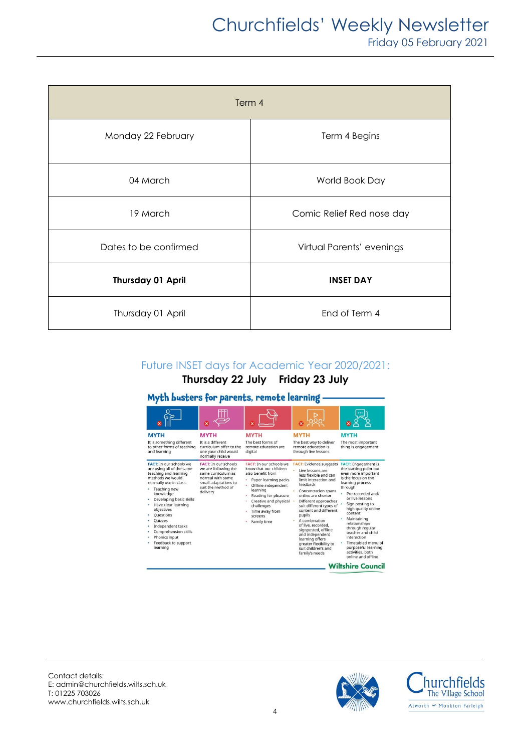| Term 4 | |
|---|---|
| Monday 22 February | Term 4 Begins |
| 04 March | World Book Day |
| 19 March | Comic Relief Red nose day |
| Dates to be confirmed | Virtual Parents' evenings |
| **Thursday 01 April** | **INSET DAY** |
| Thursday 01 April | End of Term 4 |

## Future INSET days for Academic Year 2020/2021:

**Thursday 22 July    Friday 23 July**

## Myth busters for parents, remote learning

**MYTH**
It is something different to other forms of teaching and learning

**FACT:** In our schools we are using all of the same teaching and learning methods we would normally use in class:
- Teaching new knowledge
- Developing basic skills
- Have clear learning objectives
- Questions
- Quizzes
- Independent tasks
- Comprehension skills
- Phonics input
- Feedback to support learning

**MYTH**
It is a different curriculum offer to the one your child would normally receive

**FACT:** In our schools we are following the same curriculum as normal with some small adaptations to suit the method of delivery

**MYTH**
The best forms of remote education are digital

**FACT:** In our schools we know that our children also benefit from
- Paper learning packs
- Offline independent learning
- Reading for pleasure
- Creative and physical challenges
- Time away from screens
- Family time

**MYTH**
The best way to deliver remote education is through live lessons

**FACT:** Evidence suggests
- Live lessons are less flexible and can limit interaction and feedback
- Concentration spans online are shorter
- Different approaches suit different types of content and different pupils
- A combination of live, recorded, signposted, offline and independent learning offers greater flexibility to suit children's and family's needs

**MYTH**
The most important thing is engagement

**FACT:** Engagement is the starting point but even more important is the focus on the learning process through
- Pre-recorded and/ or live lessons
- Sign posting to high quality online content
- Maintaining relationships through regular teacher and child interaction
- Timetabled menu of purposeful learning activities, both online and offline

Wiltshire Council

Contact details:
E: admin@churchfields.wilts.sch.uk
T: 01225 703026
www.churchfields.wilts.sch.uk